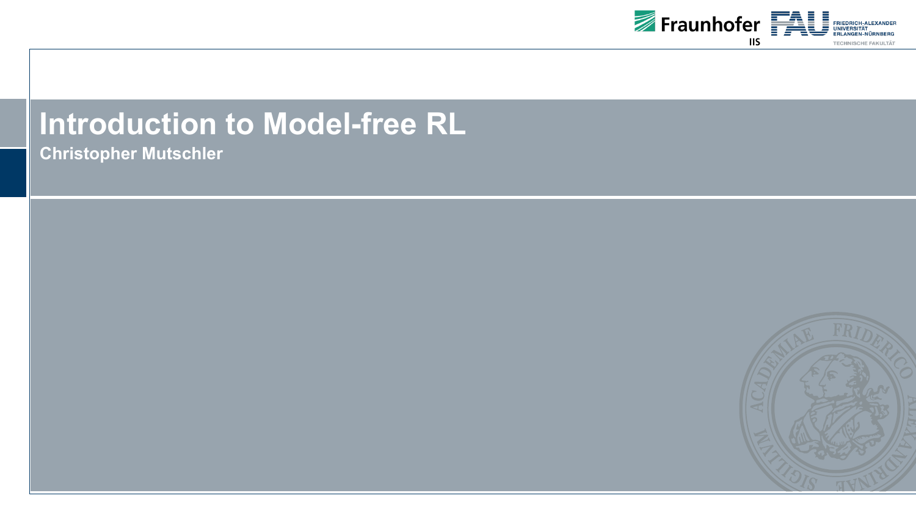# Introduction to Model-free RL

**Christopher Mutschler**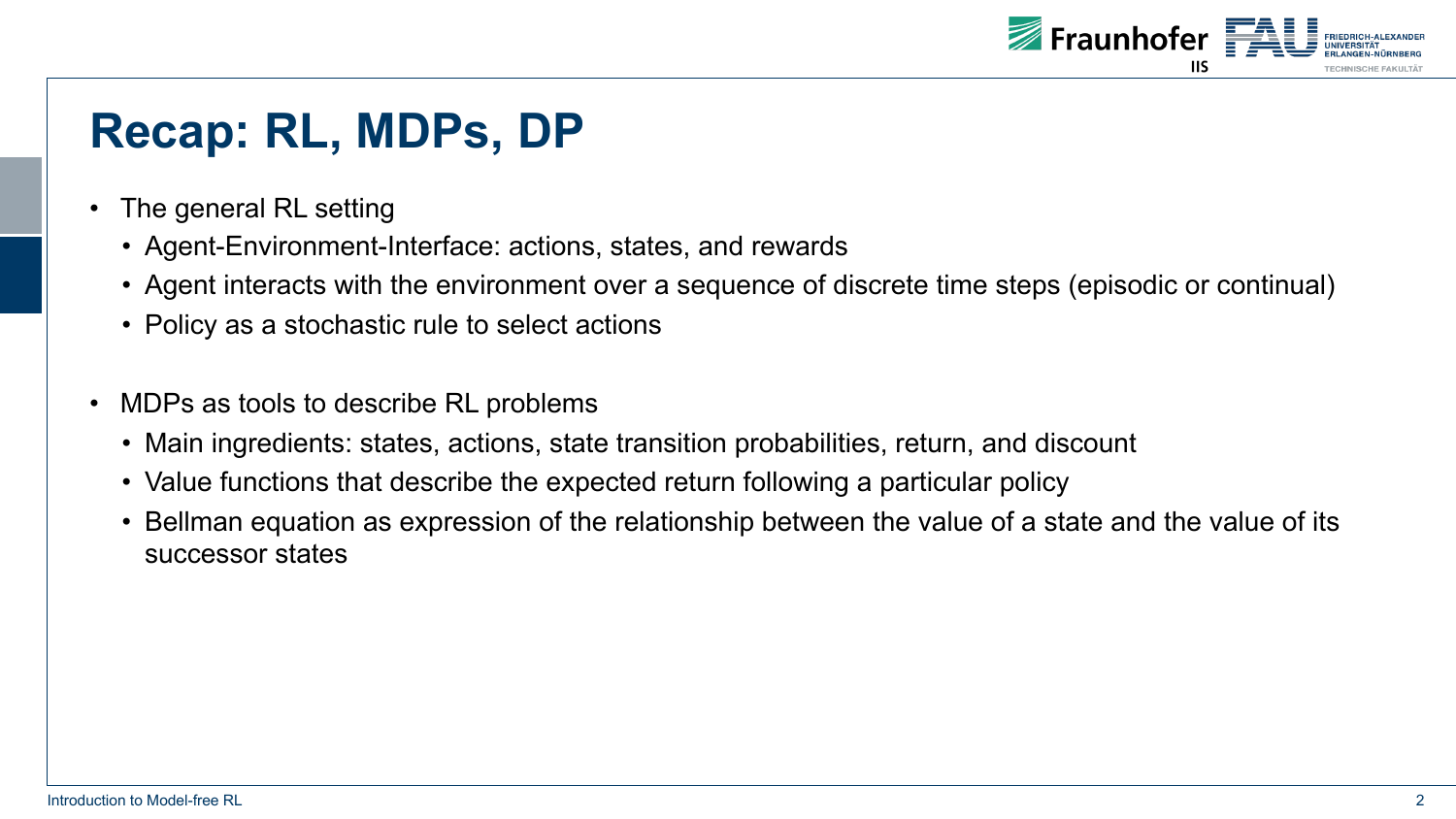# Recap: RL, MDPs, DP

- The general RL setting
  - Agent-Environment-Interface: actions, states, and rewards
  - Agent interacts with the environment over a sequence of discrete time steps (episodic or continual)
  - Policy as a stochastic rule to select actions

- MDPs as tools to describe RL problems
  - Main ingredients: states, actions, state transition probabilities, return, and discount
  - Value functions that describe the expected return following a particular policy
  - Bellman equation as expression of the relationship between the value of a state and the value of its successor states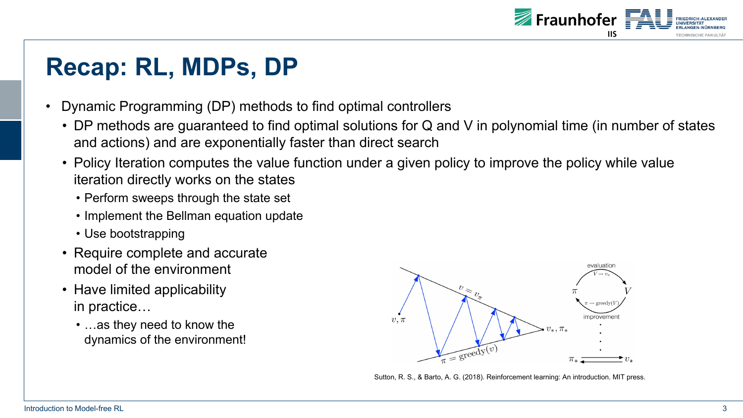# Recap: RL, MDPs, DP

- Dynamic Programming (DP) methods to find optimal controllers
  - DP methods are guaranteed to find optimal solutions for Q and V in polynomial time (in number of states and actions) and are exponentially faster than direct search
  - Policy Iteration computes the value function under a given policy to improve the policy while value iteration directly works on the states
    - Perform sweeps through the state set
    - Implement the Bellman equation update
    - Use bootstrapping
  - Require complete and accurate model of the environment
  - Have limited applicability in practice…
    - …as they need to know the dynamics of the environment!

Sutton, R. S., & Barto, A. G. (2018). Reinforcement learning: An introduction. MIT press.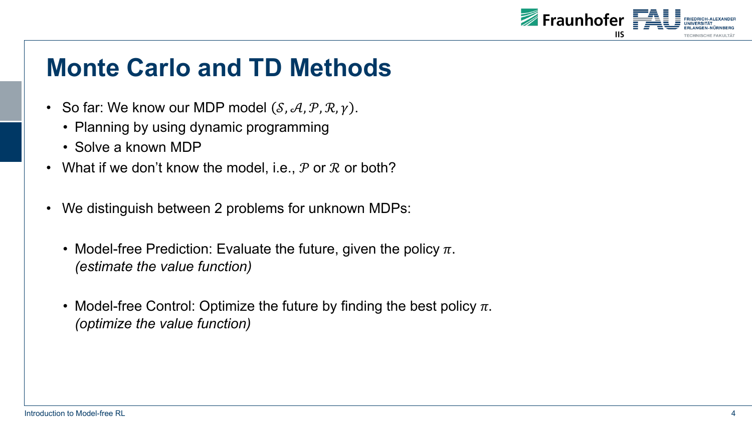# Monte Carlo and TD Methods

- So far: We know our MDP model $(\mathcal{S}, \mathcal{A}, \mathcal{P}, \mathcal{R}, \gamma)$.
  - Planning by using dynamic programming
  - Solve a known MDP
- What if we don't know the model, i.e., $\mathcal{P}$ or $\mathcal{R}$ or both?

- We distinguish between 2 problems for unknown MDPs:

  - Model-free Prediction: Evaluate the future, given the policy $\pi$.
    *(estimate the value function)*

  - Model-free Control: Optimize the future by finding the best policy $\pi$.
    *(optimize the value function)*